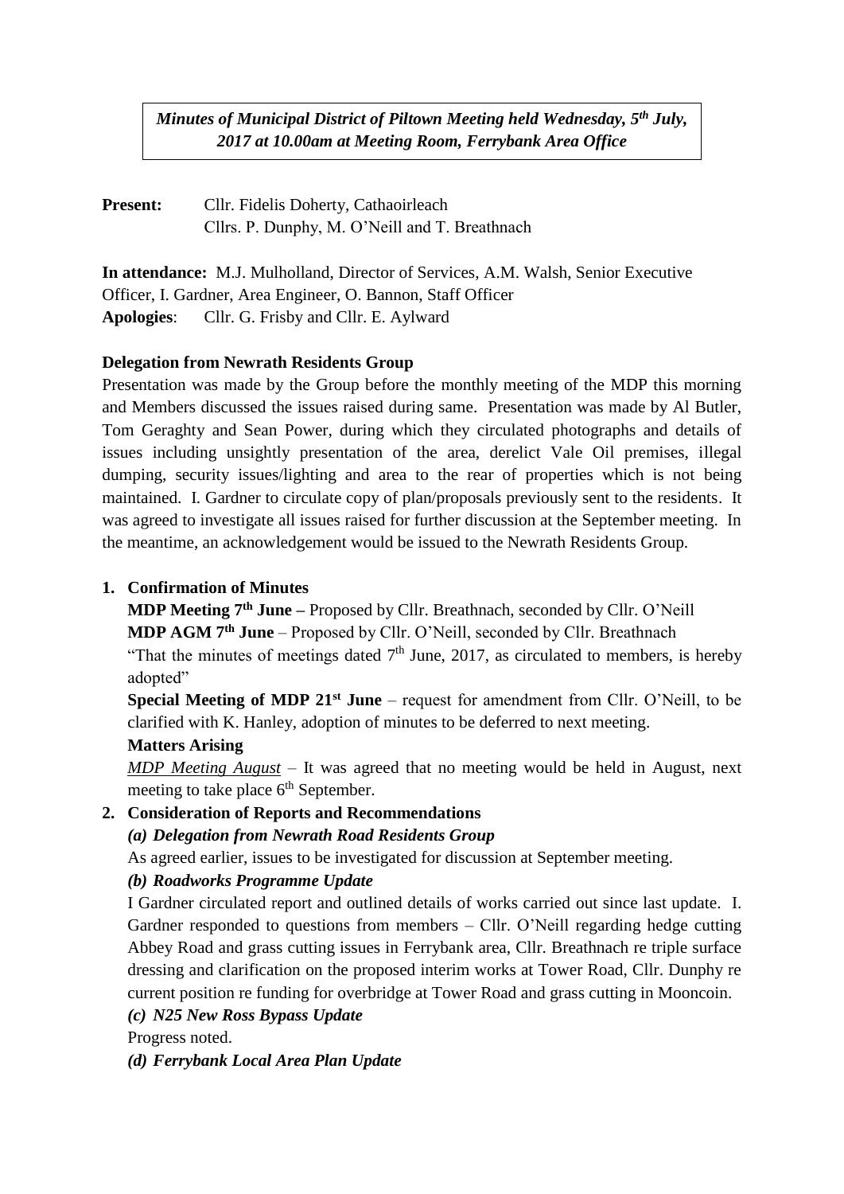***Minutes of Municipal District of Piltown Meeting held Wednesday, 5th July, 2017 at 10.00am at Meeting Room, Ferrybank Area Office***

**Present:** Cllr. Fidelis Doherty, Cathaoirleach
Cllrs. P. Dunphy, M. O'Neill and T. Breathnach

**In attendance:** M.J. Mulholland, Director of Services, A.M. Walsh, Senior Executive Officer, I. Gardner, Area Engineer, O. Bannon, Staff Officer
**Apologies**: Cllr. G. Frisby and Cllr. E. Aylward

**Delegation from Newrath Residents Group**

Presentation was made by the Group before the monthly meeting of the MDP this morning and Members discussed the issues raised during same. Presentation was made by Al Butler, Tom Geraghty and Sean Power, during which they circulated photographs and details of issues including unsightly presentation of the area, derelict Vale Oil premises, illegal dumping, security issues/lighting and area to the rear of properties which is not being maintained. I. Gardner to circulate copy of plan/proposals previously sent to the residents. It was agreed to investigate all issues raised for further discussion at the September meeting. In the meantime, an acknowledgement would be issued to the Newrath Residents Group.

1. **Confirmation of Minutes**

   **MDP Meeting 7th June –** Proposed by Cllr. Breathnach, seconded by Cllr. O'Neill
   **MDP AGM 7th June** – Proposed by Cllr. O'Neill, seconded by Cllr. Breathnach
   "That the minutes of meetings dated 7th June, 2017, as circulated to members, is hereby adopted"

   **Special Meeting of MDP 21st June** – request for amendment from Cllr. O'Neill, to be clarified with K. Hanley, adoption of minutes to be deferred to next meeting.

   **Matters Arising**

   <u>*MDP Meeting August*</u> – It was agreed that no meeting would be held in August, next meeting to take place 6th September.

2. **Consideration of Reports and Recommendations**

   ***(a) Delegation from Newrath Road Residents Group***

   As agreed earlier, issues to be investigated for discussion at September meeting.

   ***(b) Roadworks Programme Update***

   I Gardner circulated report and outlined details of works carried out since last update. I. Gardner responded to questions from members – Cllr. O'Neill regarding hedge cutting Abbey Road and grass cutting issues in Ferrybank area, Cllr. Breathnach re triple surface dressing and clarification on the proposed interim works at Tower Road, Cllr. Dunphy re current position re funding for overbridge at Tower Road and grass cutting in Mooncoin.

   ***(c) N25 New Ross Bypass Update***

   Progress noted.

   ***(d) Ferrybank Local Area Plan Update***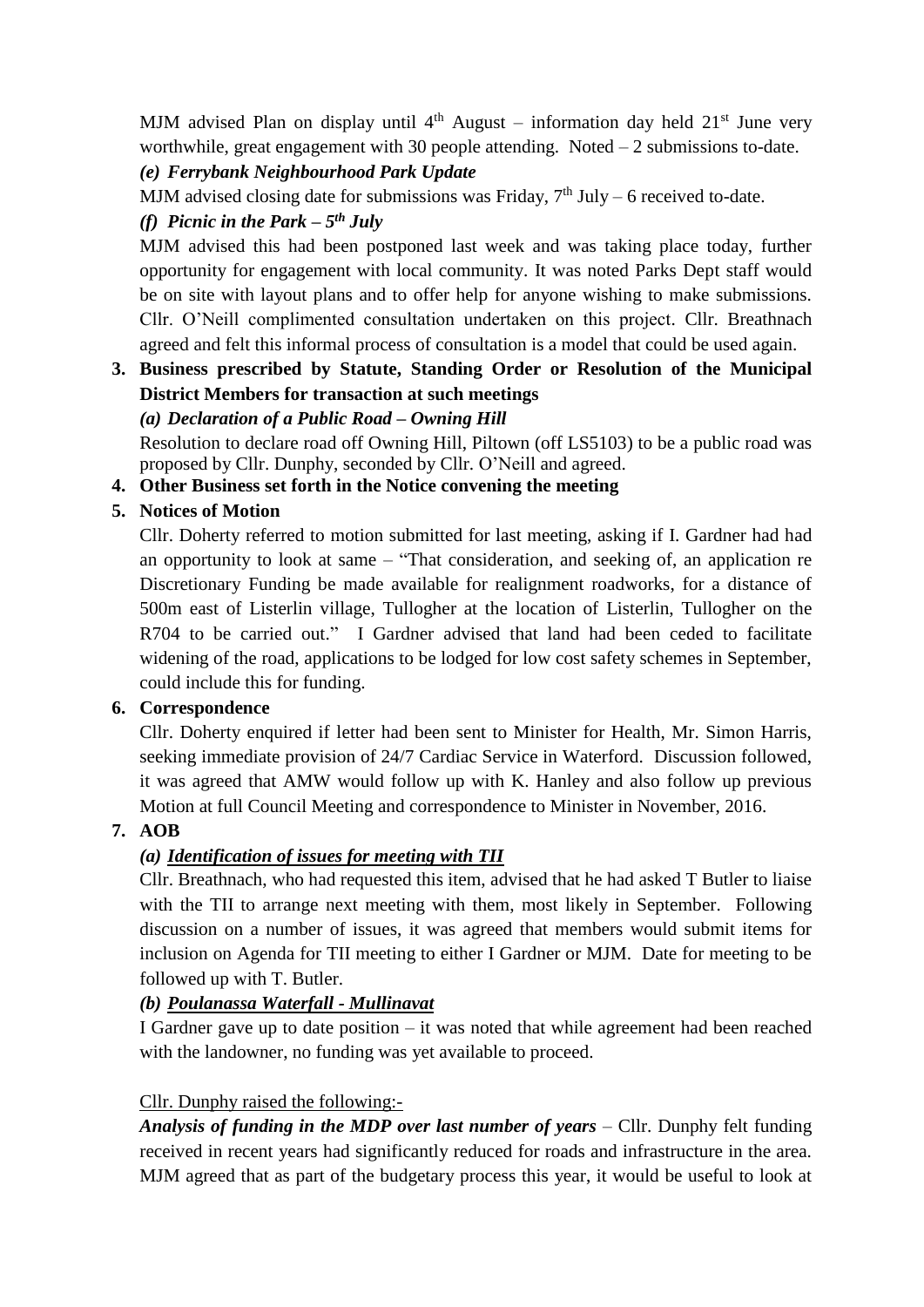MJM advised Plan on display until 4th August – information day held 21st June very worthwhile, great engagement with 30 people attending. Noted – 2 submissions to-date.

***(e) Ferrybank Neighbourhood Park Update***

MJM advised closing date for submissions was Friday, 7th July – 6 received to-date.

***(f) Picnic in the Park – 5th July***

MJM advised this had been postponed last week and was taking place today, further opportunity for engagement with local community. It was noted Parks Dept staff would be on site with layout plans and to offer help for anyone wishing to make submissions. Cllr. O'Neill complimented consultation undertaken on this project. Cllr. Breathnach agreed and felt this informal process of consultation is a model that could be used again.

**3. Business prescribed by Statute, Standing Order or Resolution of the Municipal District Members for transaction at such meetings**

***(a) Declaration of a Public Road – Owning Hill***

Resolution to declare road off Owning Hill, Piltown (off LS5103) to be a public road was proposed by Cllr. Dunphy, seconded by Cllr. O'Neill and agreed.

**4. Other Business set forth in the Notice convening the meeting**

**5. Notices of Motion**

Cllr. Doherty referred to motion submitted for last meeting, asking if I. Gardner had had an opportunity to look at same – "That consideration, and seeking of, an application re Discretionary Funding be made available for realignment roadworks, for a distance of 500m east of Listerlin village, Tullogher at the location of Listerlin, Tullogher on the R704 to be carried out." I Gardner advised that land had been ceded to facilitate widening of the road, applications to be lodged for low cost safety schemes in September, could include this for funding.

**6. Correspondence**

Cllr. Doherty enquired if letter had been sent to Minister for Health, Mr. Simon Harris, seeking immediate provision of 24/7 Cardiac Service in Waterford. Discussion followed, it was agreed that AMW would follow up with K. Hanley and also follow up previous Motion at full Council Meeting and correspondence to Minister in November, 2016.

**7. AOB**

***(a) <u>Identification of issues for meeting with TII</u>***

Cllr. Breathnach, who had requested this item, advised that he had asked T Butler to liaise with the TII to arrange next meeting with them, most likely in September. Following discussion on a number of issues, it was agreed that members would submit items for inclusion on Agenda for TII meeting to either I Gardner or MJM. Date for meeting to be followed up with T. Butler.

***(b) <u>Poulanassa Waterfall - Mullinavat</u>***

I Gardner gave up to date position – it was noted that while agreement had been reached with the landowner, no funding was yet available to proceed.

<u>Cllr. Dunphy raised the following:-</u>

***Analysis of funding in the MDP over last number of years*** – Cllr. Dunphy felt funding received in recent years had significantly reduced for roads and infrastructure in the area. MJM agreed that as part of the budgetary process this year, it would be useful to look at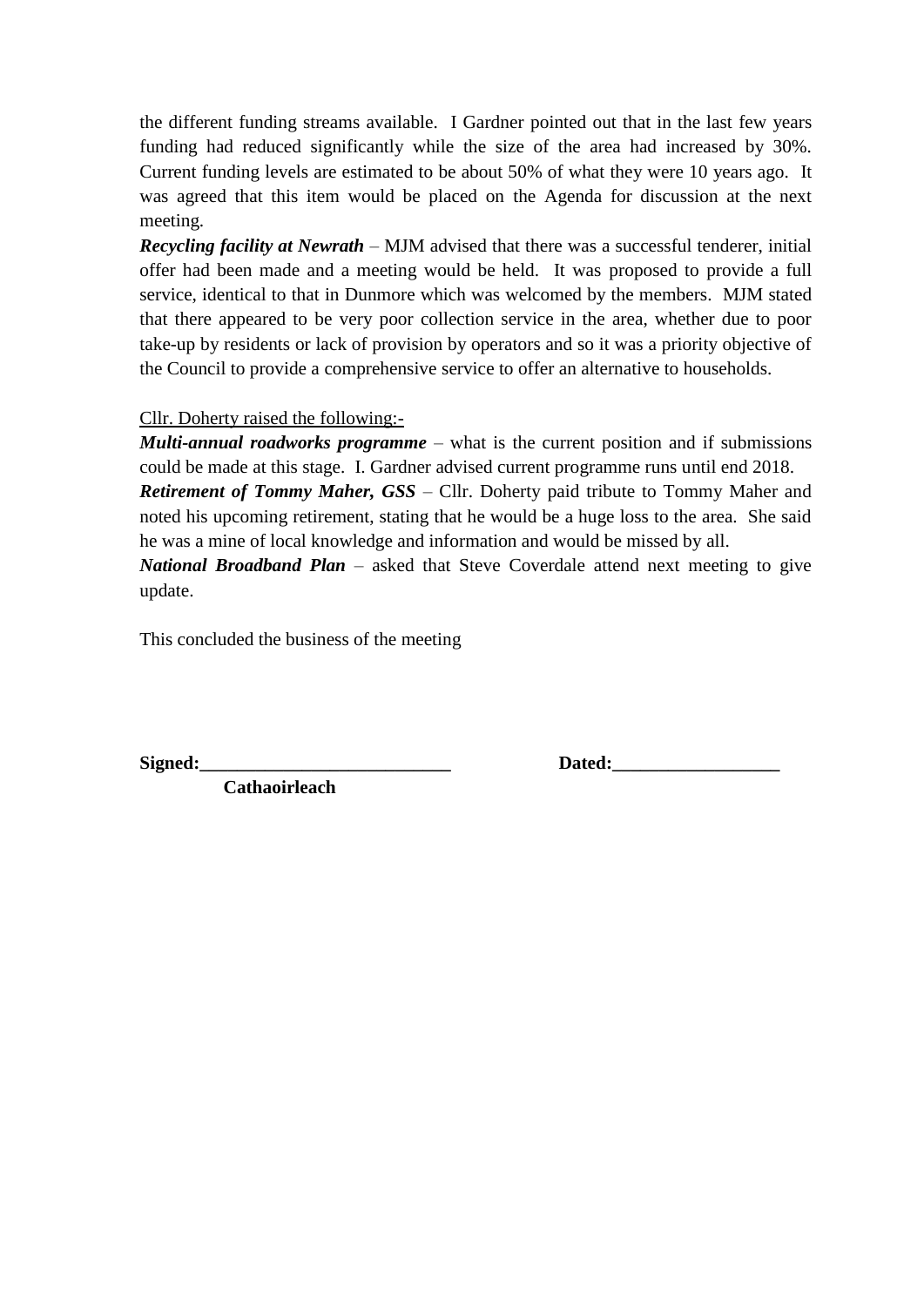the different funding streams available. I Gardner pointed out that in the last few years funding had reduced significantly while the size of the area had increased by 30%. Current funding levels are estimated to be about 50% of what they were 10 years ago. It was agreed that this item would be placed on the Agenda for discussion at the next meeting.

***Recycling facility at Newrath*** – MJM advised that there was a successful tenderer, initial offer had been made and a meeting would be held. It was proposed to provide a full service, identical to that in Dunmore which was welcomed by the members. MJM stated that there appeared to be very poor collection service in the area, whether due to poor take-up by residents or lack of provision by operators and so it was a priority objective of the Council to provide a comprehensive service to offer an alternative to households.

<u>Cllr. Doherty raised the following:-</u>

***Multi-annual roadworks programme*** – what is the current position and if submissions could be made at this stage. I. Gardner advised current programme runs until end 2018.

***Retirement of Tommy Maher, GSS*** – Cllr. Doherty paid tribute to Tommy Maher and noted his upcoming retirement, stating that he would be a huge loss to the area. She said he was a mine of local knowledge and information and would be missed by all.

***National Broadband Plan*** – asked that Steve Coverdale attend next meeting to give update.

This concluded the business of the meeting

**Signed:___________________________** **Dated:__________________**

**Cathaoirleach**